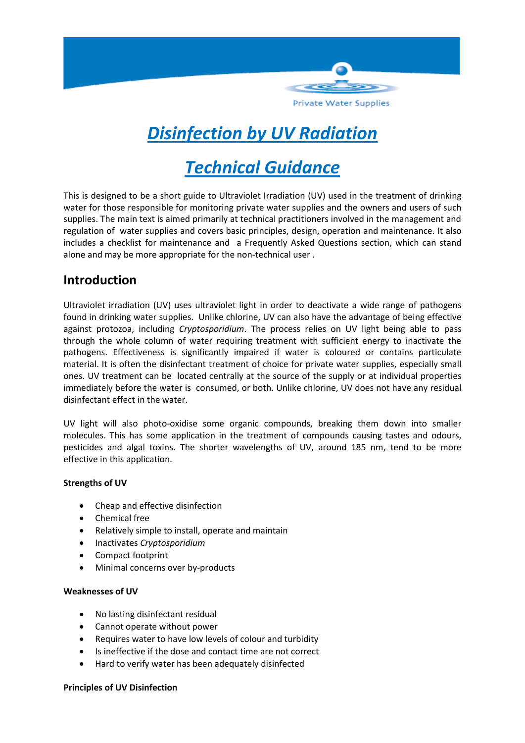# *Disinfection by UV Radiation*

# *Technical Guidance*

This is designed to be a short guide to Ultraviolet Irradiation (UV) used in the treatment of drinking water for those responsible for monitoring private water supplies and the owners and users of such supplies. The main text is aimed primarily at technical practitioners involved in the management and regulation of water supplies and covers basic principles, design, operation and maintenance. It also includes a checklist for maintenance and a Frequently Asked Questions section, which can stand alone and may be more appropriate for the non-technical user .

## Introduction

Ultraviolet irradiation (UV) uses ultraviolet light in order to deactivate a wide range of pathogens found in drinking water supplies. Unlike chlorine, UV can also have the advantage of being effective against protozoa, including *Cryptosporidium*. The process relies on UV light being able to pass through the whole column of water requiring treatment with sufficient energy to inactivate the pathogens. Effectiveness is significantly impaired if water is coloured or contains particulate material. It is often the disinfectant treatment of choice for private water supplies, especially small ones. UV treatment can be located centrally at the source of the supply or at individual properties immediately before the water is consumed, or both. Unlike chlorine, UV does not have any residual disinfectant effect in the water.

UV light will also photo-oxidise some organic compounds, breaking them down into smaller molecules. This has some application in the treatment of compounds causing tastes and odours, pesticides and algal toxins. The shorter wavelengths of UV, around 185 nm, tend to be more effective in this application.

**Strengths of UV**

- Cheap and effective disinfection
- Chemical free
- Relatively simple to install, operate and maintain
- Inactivates *Cryptosporidium*
- Compact footprint
- Minimal concerns over by-products

**Weaknesses of UV**

- No lasting disinfectant residual
- Cannot operate without power
- Requires water to have low levels of colour and turbidity
- Is ineffective if the dose and contact time are not correct
- Hard to verify water has been adequately disinfected

**Principles of UV Disinfection**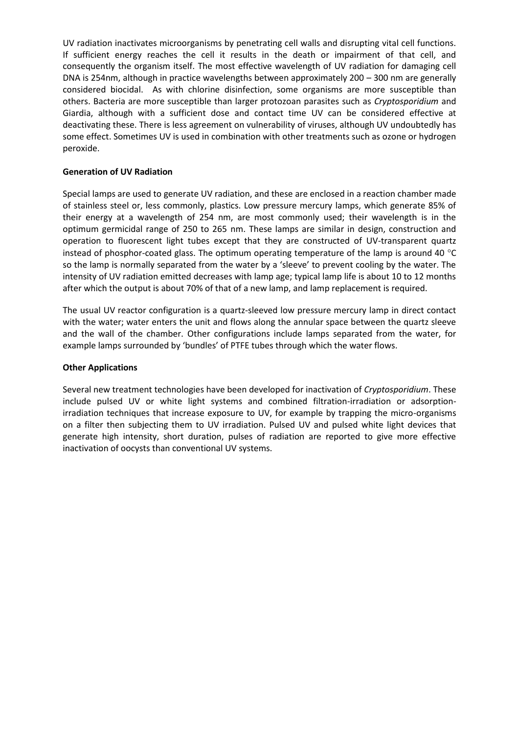UV radiation inactivates microorganisms by penetrating cell walls and disrupting vital cell functions. If sufficient energy reaches the cell it results in the death or impairment of that cell, and consequently the organism itself. The most effective wavelength of UV radiation for damaging cell DNA is 254nm, although in practice wavelengths between approximately 200 – 300 nm are generally considered biocidal. As with chlorine disinfection, some organisms are more susceptible than others. Bacteria are more susceptible than larger protozoan parasites such as *Cryptosporidium* and Giardia, although with a sufficient dose and contact time UV can be considered effective at deactivating these. There is less agreement on vulnerability of viruses, although UV undoubtedly has some effect. Sometimes UV is used in combination with other treatments such as ozone or hydrogen peroxide.

**Generation of UV Radiation**

Special lamps are used to generate UV radiation, and these are enclosed in a reaction chamber made of stainless steel or, less commonly, plastics. Low pressure mercury lamps, which generate 85% of their energy at a wavelength of 254 nm, are most commonly used; their wavelength is in the optimum germicidal range of 250 to 265 nm. These lamps are similar in design, construction and operation to fluorescent light tubes except that they are constructed of UV-transparent quartz instead of phosphor-coated glass. The optimum operating temperature of the lamp is around 40 °C so the lamp is normally separated from the water by a 'sleeve' to prevent cooling by the water. The intensity of UV radiation emitted decreases with lamp age; typical lamp life is about 10 to 12 months after which the output is about 70% of that of a new lamp, and lamp replacement is required.

The usual UV reactor configuration is a quartz-sleeved low pressure mercury lamp in direct contact with the water; water enters the unit and flows along the annular space between the quartz sleeve and the wall of the chamber. Other configurations include lamps separated from the water, for example lamps surrounded by 'bundles' of PTFE tubes through which the water flows.

**Other Applications**

Several new treatment technologies have been developed for inactivation of *Cryptosporidium*. These include pulsed UV or white light systems and combined filtration-irradiation or adsorption-irradiation techniques that increase exposure to UV, for example by trapping the micro-organisms on a filter then subjecting them to UV irradiation. Pulsed UV and pulsed white light devices that generate high intensity, short duration, pulses of radiation are reported to give more effective inactivation of oocysts than conventional UV systems.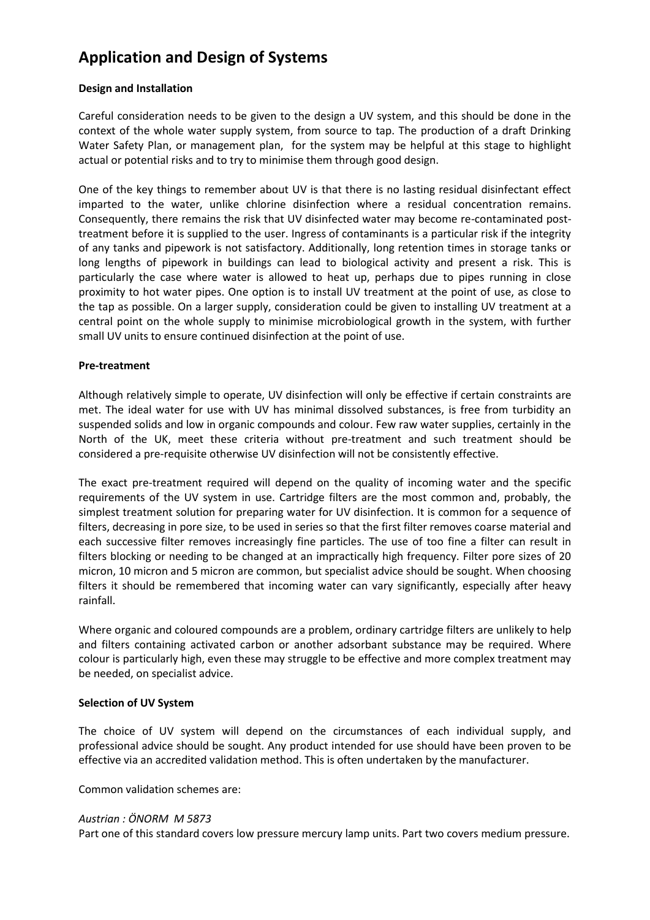# Application and Design of Systems

**Design and Installation**

Careful consideration needs to be given to the design a UV system, and this should be done in the context of the whole water supply system, from source to tap. The production of a draft Drinking Water Safety Plan, or management plan, for the system may be helpful at this stage to highlight actual or potential risks and to try to minimise them through good design.

One of the key things to remember about UV is that there is no lasting residual disinfectant effect imparted to the water, unlike chlorine disinfection where a residual concentration remains. Consequently, there remains the risk that UV disinfected water may become re-contaminated post-treatment before it is supplied to the user. Ingress of contaminants is a particular risk if the integrity of any tanks and pipework is not satisfactory. Additionally, long retention times in storage tanks or long lengths of pipework in buildings can lead to biological activity and present a risk. This is particularly the case where water is allowed to heat up, perhaps due to pipes running in close proximity to hot water pipes. One option is to install UV treatment at the point of use, as close to the tap as possible. On a larger supply, consideration could be given to installing UV treatment at a central point on the whole supply to minimise microbiological growth in the system, with further small UV units to ensure continued disinfection at the point of use.

**Pre-treatment**

Although relatively simple to operate, UV disinfection will only be effective if certain constraints are met. The ideal water for use with UV has minimal dissolved substances, is free from turbidity an suspended solids and low in organic compounds and colour. Few raw water supplies, certainly in the North of the UK, meet these criteria without pre-treatment and such treatment should be considered a pre-requisite otherwise UV disinfection will not be consistently effective.

The exact pre-treatment required will depend on the quality of incoming water and the specific requirements of the UV system in use. Cartridge filters are the most common and, probably, the simplest treatment solution for preparing water for UV disinfection. It is common for a sequence of filters, decreasing in pore size, to be used in series so that the first filter removes coarse material and each successive filter removes increasingly fine particles. The use of too fine a filter can result in filters blocking or needing to be changed at an impractically high frequency. Filter pore sizes of 20 micron, 10 micron and 5 micron are common, but specialist advice should be sought. When choosing filters it should be remembered that incoming water can vary significantly, especially after heavy rainfall.

Where organic and coloured compounds are a problem, ordinary cartridge filters are unlikely to help and filters containing activated carbon or another adsorbant substance may be required. Where colour is particularly high, even these may struggle to be effective and more complex treatment may be needed, on specialist advice.

**Selection of UV System**

The choice of UV system will depend on the circumstances of each individual supply, and professional advice should be sought. Any product intended for use should have been proven to be effective via an accredited validation method. This is often undertaken by the manufacturer.

Common validation schemes are:

*Austrian : ÖNORM M 5873*

Part one of this standard covers low pressure mercury lamp units. Part two covers medium pressure.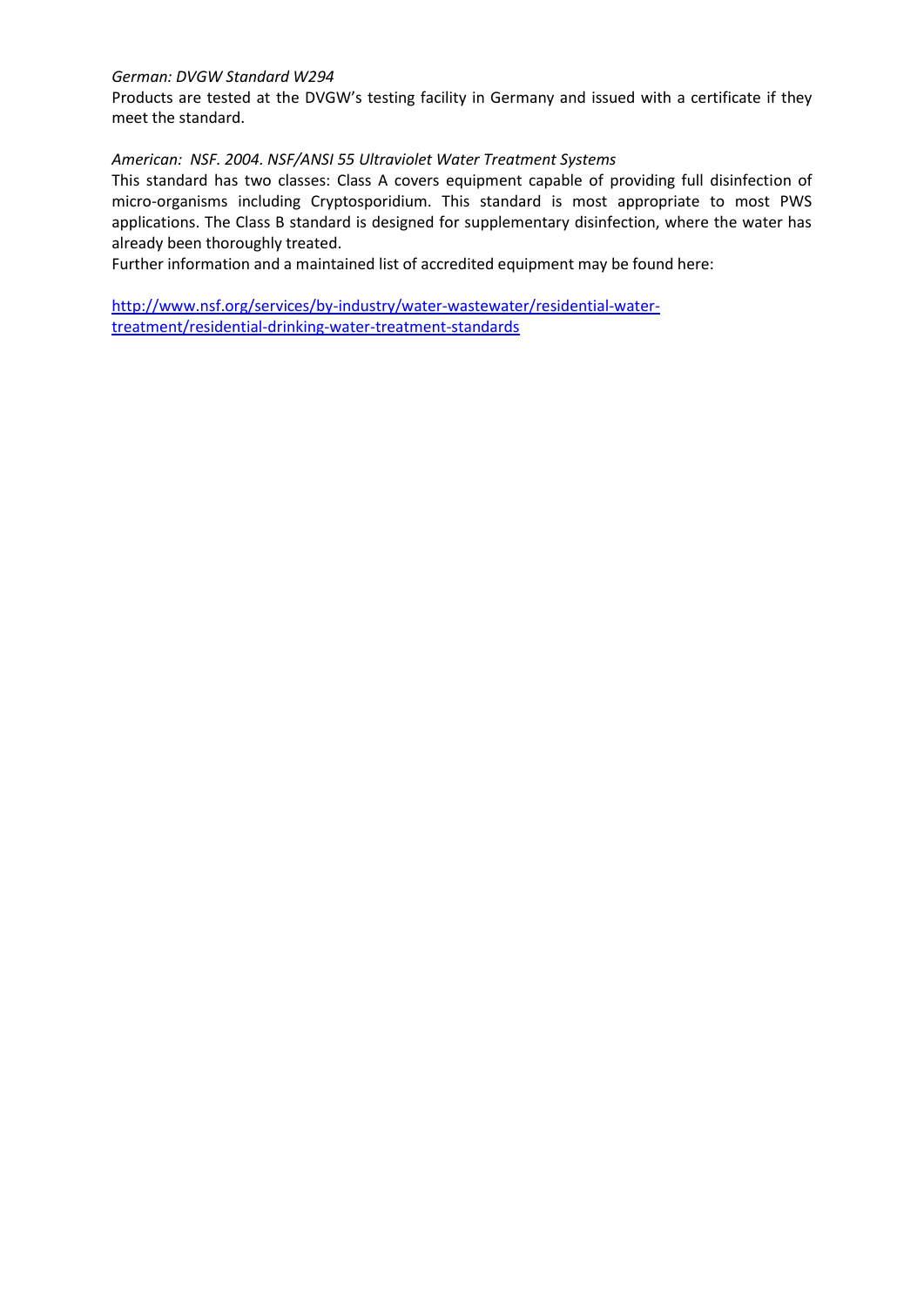*German: DVGW Standard W294*

Products are tested at the DVGW's testing facility in Germany and issued with a certificate if they meet the standard.

*American: NSF. 2004. NSF/ANSI 55 Ultraviolet Water Treatment Systems*

This standard has two classes: Class A covers equipment capable of providing full disinfection of micro-organisms including Cryptosporidium. This standard is most appropriate to most PWS applications. The Class B standard is designed for supplementary disinfection, where the water has already been thoroughly treated.

Further information and a maintained list of accredited equipment may be found here:

http://www.nsf.org/services/by-industry/water-wastewater/residential-water-treatment/residential-drinking-water-treatment-standards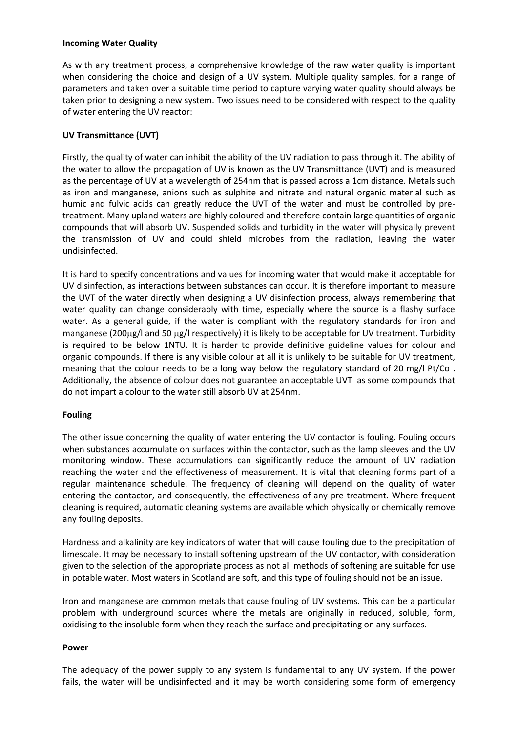**Incoming Water Quality**

As with any treatment process, a comprehensive knowledge of the raw water quality is important when considering the choice and design of a UV system. Multiple quality samples, for a range of parameters and taken over a suitable time period to capture varying water quality should always be taken prior to designing a new system. Two issues need to be considered with respect to the quality of water entering the UV reactor:

**UV Transmittance (UVT)**

Firstly, the quality of water can inhibit the ability of the UV radiation to pass through it. The ability of the water to allow the propagation of UV is known as the UV Transmittance (UVT) and is measured as the percentage of UV at a wavelength of 254nm that is passed across a 1cm distance. Metals such as iron and manganese, anions such as sulphite and nitrate and natural organic material such as humic and fulvic acids can greatly reduce the UVT of the water and must be controlled by pre-treatment. Many upland waters are highly coloured and therefore contain large quantities of organic compounds that will absorb UV. Suspended solids and turbidity in the water will physically prevent the transmission of UV and could shield microbes from the radiation, leaving the water undisinfected.

It is hard to specify concentrations and values for incoming water that would make it acceptable for UV disinfection, as interactions between substances can occur. It is therefore important to measure the UVT of the water directly when designing a UV disinfection process, always remembering that water quality can change considerably with time, especially where the source is a flashy surface water. As a general guide, if the water is compliant with the regulatory standards for iron and manganese (200μg/l and 50 μg/l respectively) it is likely to be acceptable for UV treatment. Turbidity is required to be below 1NTU. It is harder to provide definitive guideline values for colour and organic compounds. If there is any visible colour at all it is unlikely to be suitable for UV treatment, meaning that the colour needs to be a long way below the regulatory standard of 20 mg/l Pt/Co . Additionally, the absence of colour does not guarantee an acceptable UVT as some compounds that do not impart a colour to the water still absorb UV at 254nm.

**Fouling**

The other issue concerning the quality of water entering the UV contactor is fouling. Fouling occurs when substances accumulate on surfaces within the contactor, such as the lamp sleeves and the UV monitoring window. These accumulations can significantly reduce the amount of UV radiation reaching the water and the effectiveness of measurement. It is vital that cleaning forms part of a regular maintenance schedule. The frequency of cleaning will depend on the quality of water entering the contactor, and consequently, the effectiveness of any pre-treatment. Where frequent cleaning is required, automatic cleaning systems are available which physically or chemically remove any fouling deposits.

Hardness and alkalinity are key indicators of water that will cause fouling due to the precipitation of limescale. It may be necessary to install softening upstream of the UV contactor, with consideration given to the selection of the appropriate process as not all methods of softening are suitable for use in potable water. Most waters in Scotland are soft, and this type of fouling should not be an issue.

Iron and manganese are common metals that cause fouling of UV systems. This can be a particular problem with underground sources where the metals are originally in reduced, soluble, form, oxidising to the insoluble form when they reach the surface and precipitating on any surfaces.

**Power**

The adequacy of the power supply to any system is fundamental to any UV system. If the power fails, the water will be undisinfected and it may be worth considering some form of emergency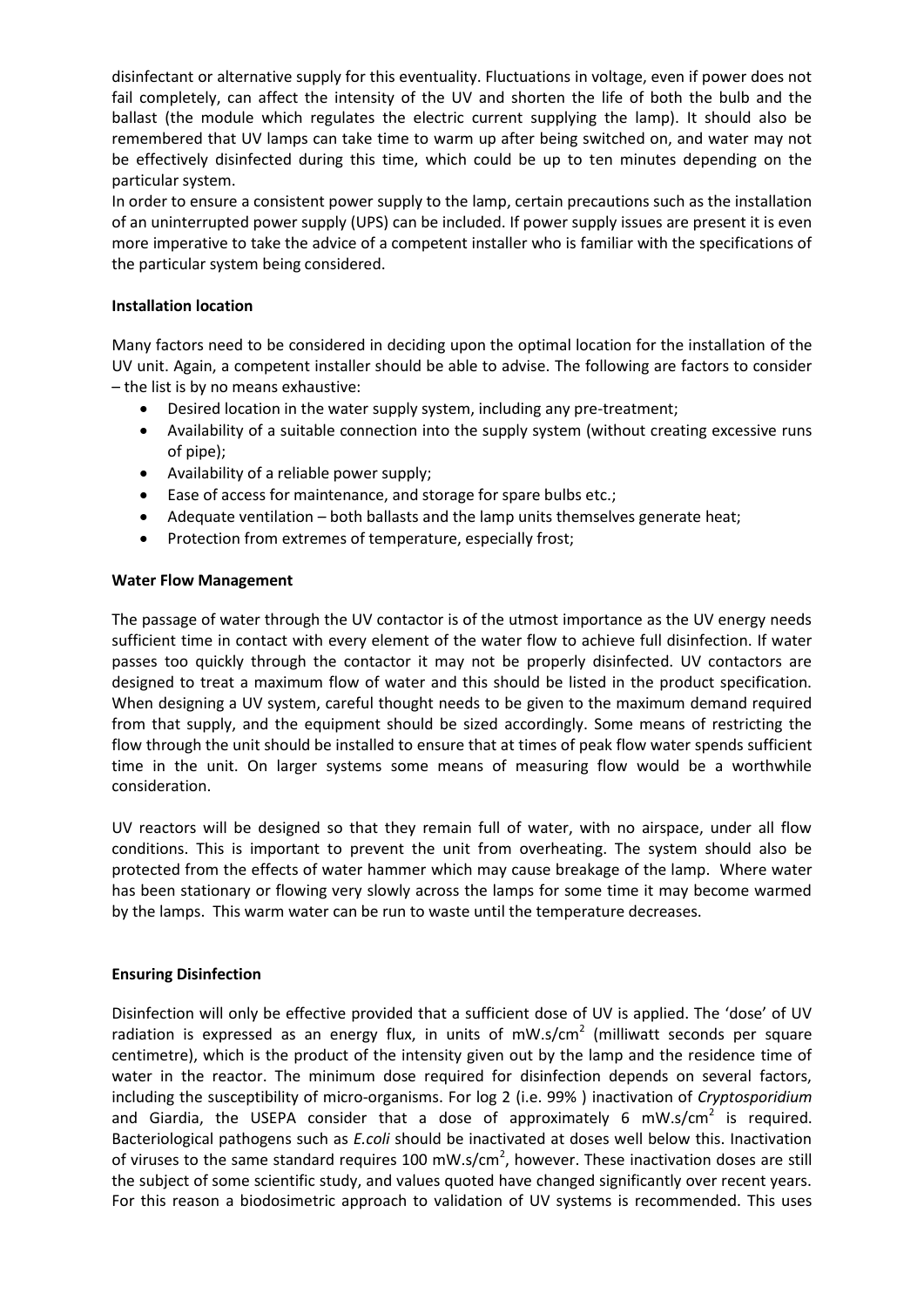disinfectant or alternative supply for this eventuality. Fluctuations in voltage, even if power does not fail completely, can affect the intensity of the UV and shorten the life of both the bulb and the ballast (the module which regulates the electric current supplying the lamp). It should also be remembered that UV lamps can take time to warm up after being switched on, and water may not be effectively disinfected during this time, which could be up to ten minutes depending on the particular system.

In order to ensure a consistent power supply to the lamp, certain precautions such as the installation of an uninterrupted power supply (UPS) can be included. If power supply issues are present it is even more imperative to take the advice of a competent installer who is familiar with the specifications of the particular system being considered.

**Installation location**

Many factors need to be considered in deciding upon the optimal location for the installation of the UV unit. Again, a competent installer should be able to advise. The following are factors to consider – the list is by no means exhaustive:

- Desired location in the water supply system, including any pre-treatment;
- Availability of a suitable connection into the supply system (without creating excessive runs of pipe);
- Availability of a reliable power supply;
- Ease of access for maintenance, and storage for spare bulbs etc.;
- Adequate ventilation – both ballasts and the lamp units themselves generate heat;
- Protection from extremes of temperature, especially frost;

**Water Flow Management**

The passage of water through the UV contactor is of the utmost importance as the UV energy needs sufficient time in contact with every element of the water flow to achieve full disinfection. If water passes too quickly through the contactor it may not be properly disinfected. UV contactors are designed to treat a maximum flow of water and this should be listed in the product specification. When designing a UV system, careful thought needs to be given to the maximum demand required from that supply, and the equipment should be sized accordingly. Some means of restricting the flow through the unit should be installed to ensure that at times of peak flow water spends sufficient time in the unit. On larger systems some means of measuring flow would be a worthwhile consideration.

UV reactors will be designed so that they remain full of water, with no airspace, under all flow conditions. This is important to prevent the unit from overheating. The system should also be protected from the effects of water hammer which may cause breakage of the lamp. Where water has been stationary or flowing very slowly across the lamps for some time it may become warmed by the lamps. This warm water can be run to waste until the temperature decreases.

**Ensuring Disinfection**

Disinfection will only be effective provided that a sufficient dose of UV is applied. The 'dose' of UV radiation is expressed as an energy flux, in units of $mW.s/cm^2$ (milliwatt seconds per square centimetre), which is the product of the intensity given out by the lamp and the residence time of water in the reactor. The minimum dose required for disinfection depends on several factors, including the susceptibility of micro-organisms. For log 2 (i.e. 99% ) inactivation of *Cryptosporidium* and Giardia, the USEPA consider that a dose of approximately 6 $mW.s/cm^2$ is required. Bacteriological pathogens such as *E.coli* should be inactivated at doses well below this. Inactivation of viruses to the same standard requires 100 $mW.s/cm^2$, however. These inactivation doses are still the subject of some scientific study, and values quoted have changed significantly over recent years. For this reason a biodosimetric approach to validation of UV systems is recommended. This uses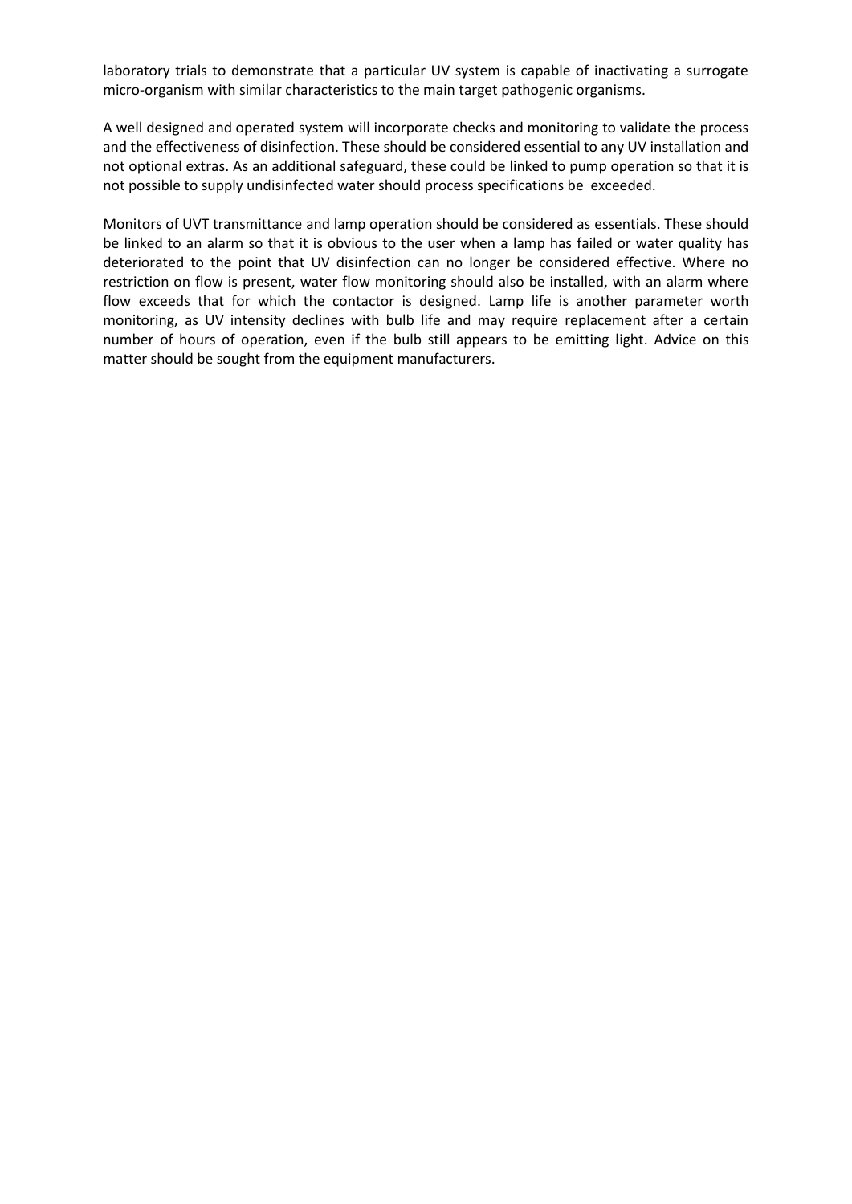laboratory trials to demonstrate that a particular UV system is capable of inactivating a surrogate micro-organism with similar characteristics to the main target pathogenic organisms.

A well designed and operated system will incorporate checks and monitoring to validate the process and the effectiveness of disinfection. These should be considered essential to any UV installation and not optional extras. As an additional safeguard, these could be linked to pump operation so that it is not possible to supply undisinfected water should process specifications be exceeded.

Monitors of UVT transmittance and lamp operation should be considered as essentials. These should be linked to an alarm so that it is obvious to the user when a lamp has failed or water quality has deteriorated to the point that UV disinfection can no longer be considered effective. Where no restriction on flow is present, water flow monitoring should also be installed, with an alarm where flow exceeds that for which the contactor is designed. Lamp life is another parameter worth monitoring, as UV intensity declines with bulb life and may require replacement after a certain number of hours of operation, even if the bulb still appears to be emitting light. Advice on this matter should be sought from the equipment manufacturers.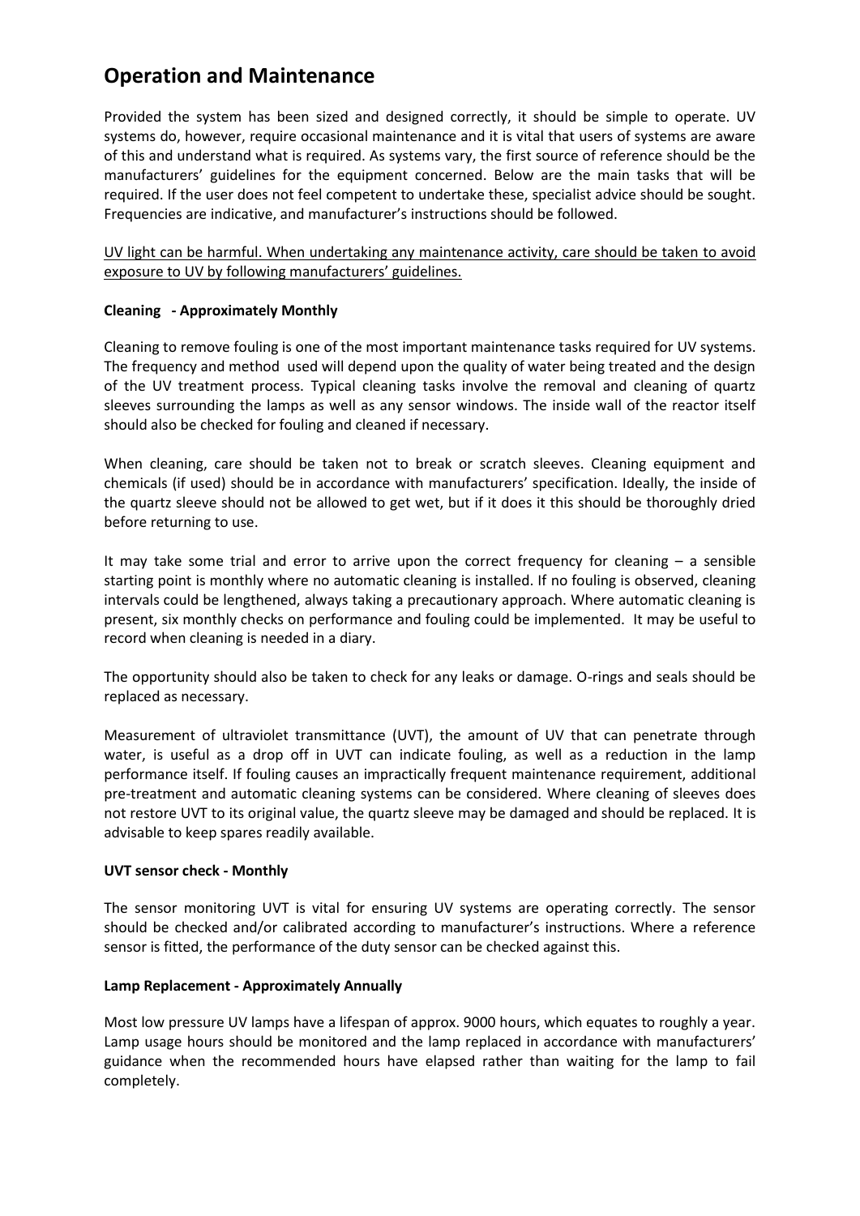## Operation and Maintenance

Provided the system has been sized and designed correctly, it should be simple to operate. UV systems do, however, require occasional maintenance and it is vital that users of systems are aware of this and understand what is required. As systems vary, the first source of reference should be the manufacturers' guidelines for the equipment concerned. Below are the main tasks that will be required. If the user does not feel competent to undertake these, specialist advice should be sought. Frequencies are indicative, and manufacturer's instructions should be followed.

<u>UV light can be harmful. When undertaking any maintenance activity, care should be taken to avoid exposure to UV by following manufacturers' guidelines.</u>

**Cleaning - Approximately Monthly**

Cleaning to remove fouling is one of the most important maintenance tasks required for UV systems. The frequency and method used will depend upon the quality of water being treated and the design of the UV treatment process. Typical cleaning tasks involve the removal and cleaning of quartz sleeves surrounding the lamps as well as any sensor windows. The inside wall of the reactor itself should also be checked for fouling and cleaned if necessary.

When cleaning, care should be taken not to break or scratch sleeves. Cleaning equipment and chemicals (if used) should be in accordance with manufacturers' specification. Ideally, the inside of the quartz sleeve should not be allowed to get wet, but if it does it this should be thoroughly dried before returning to use.

It may take some trial and error to arrive upon the correct frequency for cleaning – a sensible starting point is monthly where no automatic cleaning is installed. If no fouling is observed, cleaning intervals could be lengthened, always taking a precautionary approach. Where automatic cleaning is present, six monthly checks on performance and fouling could be implemented. It may be useful to record when cleaning is needed in a diary.

The opportunity should also be taken to check for any leaks or damage. O-rings and seals should be replaced as necessary.

Measurement of ultraviolet transmittance (UVT), the amount of UV that can penetrate through water, is useful as a drop off in UVT can indicate fouling, as well as a reduction in the lamp performance itself. If fouling causes an impractically frequent maintenance requirement, additional pre-treatment and automatic cleaning systems can be considered. Where cleaning of sleeves does not restore UVT to its original value, the quartz sleeve may be damaged and should be replaced. It is advisable to keep spares readily available.

**UVT sensor check - Monthly**

The sensor monitoring UVT is vital for ensuring UV systems are operating correctly. The sensor should be checked and/or calibrated according to manufacturer's instructions. Where a reference sensor is fitted, the performance of the duty sensor can be checked against this.

**Lamp Replacement - Approximately Annually**

Most low pressure UV lamps have a lifespan of approx. 9000 hours, which equates to roughly a year. Lamp usage hours should be monitored and the lamp replaced in accordance with manufacturers' guidance when the recommended hours have elapsed rather than waiting for the lamp to fail completely.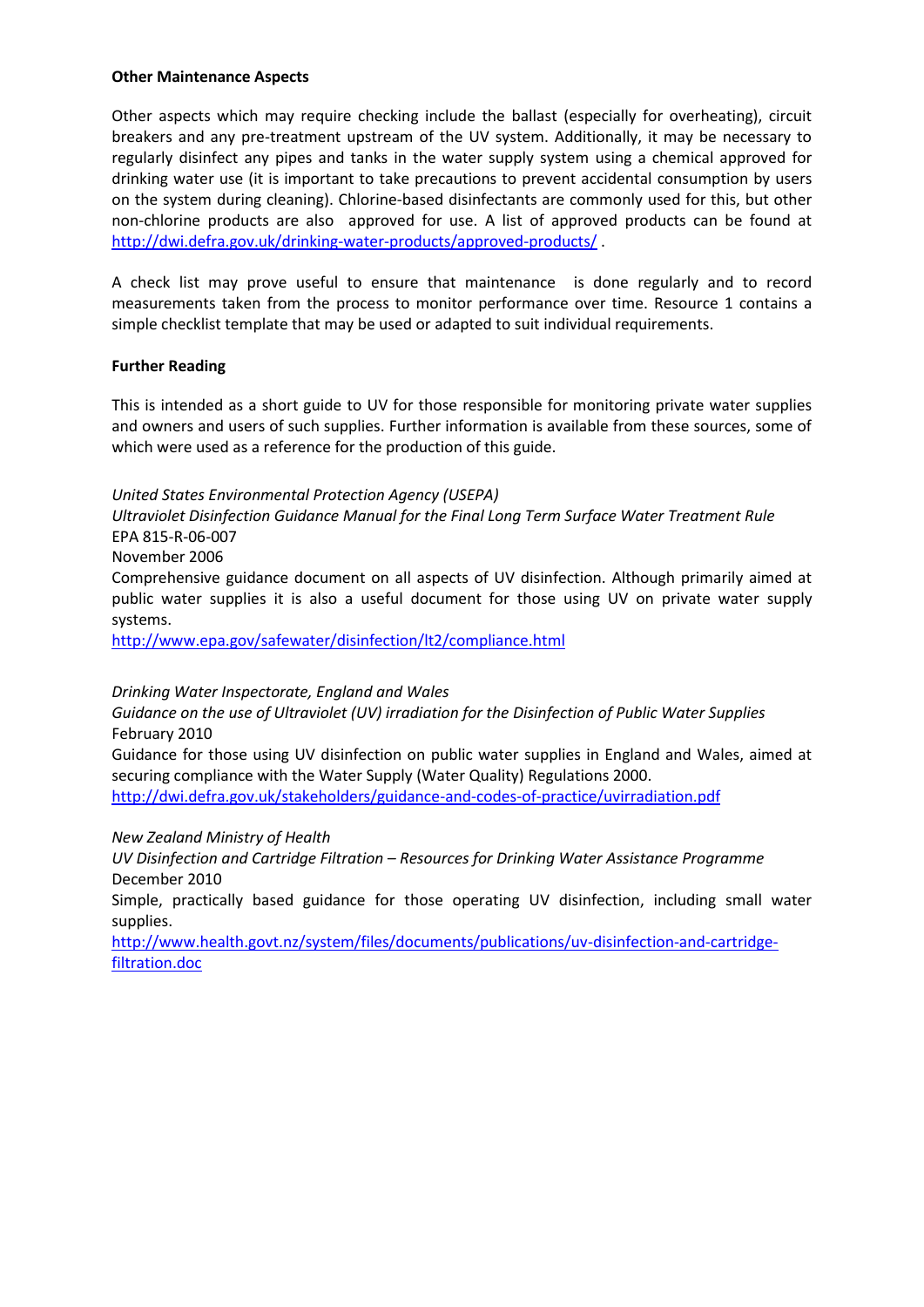**Other Maintenance Aspects**

Other aspects which may require checking include the ballast (especially for overheating), circuit breakers and any pre-treatment upstream of the UV system. Additionally, it may be necessary to regularly disinfect any pipes and tanks in the water supply system using a chemical approved for drinking water use (it is important to take precautions to prevent accidental consumption by users on the system during cleaning). Chlorine-based disinfectants are commonly used for this, but other non-chlorine products are also approved for use. A list of approved products can be found at http://dwi.defra.gov.uk/drinking-water-products/approved-products/ .

A check list may prove useful to ensure that maintenance is done regularly and to record measurements taken from the process to monitor performance over time. Resource 1 contains a simple checklist template that may be used or adapted to suit individual requirements.

**Further Reading**

This is intended as a short guide to UV for those responsible for monitoring private water supplies and owners and users of such supplies. Further information is available from these sources, some of which were used as a reference for the production of this guide.

*United States Environmental Protection Agency (USEPA)*
*Ultraviolet Disinfection Guidance Manual for the Final Long Term Surface Water Treatment Rule*
EPA 815-R-06-007
November 2006
Comprehensive guidance document on all aspects of UV disinfection. Although primarily aimed at public water supplies it is also a useful document for those using UV on private water supply systems.
http://www.epa.gov/safewater/disinfection/lt2/compliance.html

*Drinking Water Inspectorate, England and Wales*
*Guidance on the use of Ultraviolet (UV) irradiation for the Disinfection of Public Water Supplies*
February 2010
Guidance for those using UV disinfection on public water supplies in England and Wales, aimed at securing compliance with the Water Supply (Water Quality) Regulations 2000.
http://dwi.defra.gov.uk/stakeholders/guidance-and-codes-of-practice/uvirradiation.pdf

*New Zealand Ministry of Health*
*UV Disinfection and Cartridge Filtration – Resources for Drinking Water Assistance Programme*
December 2010
Simple, practically based guidance for those operating UV disinfection, including small water supplies.
http://www.health.govt.nz/system/files/documents/publications/uv-disinfection-and-cartridge-filtration.doc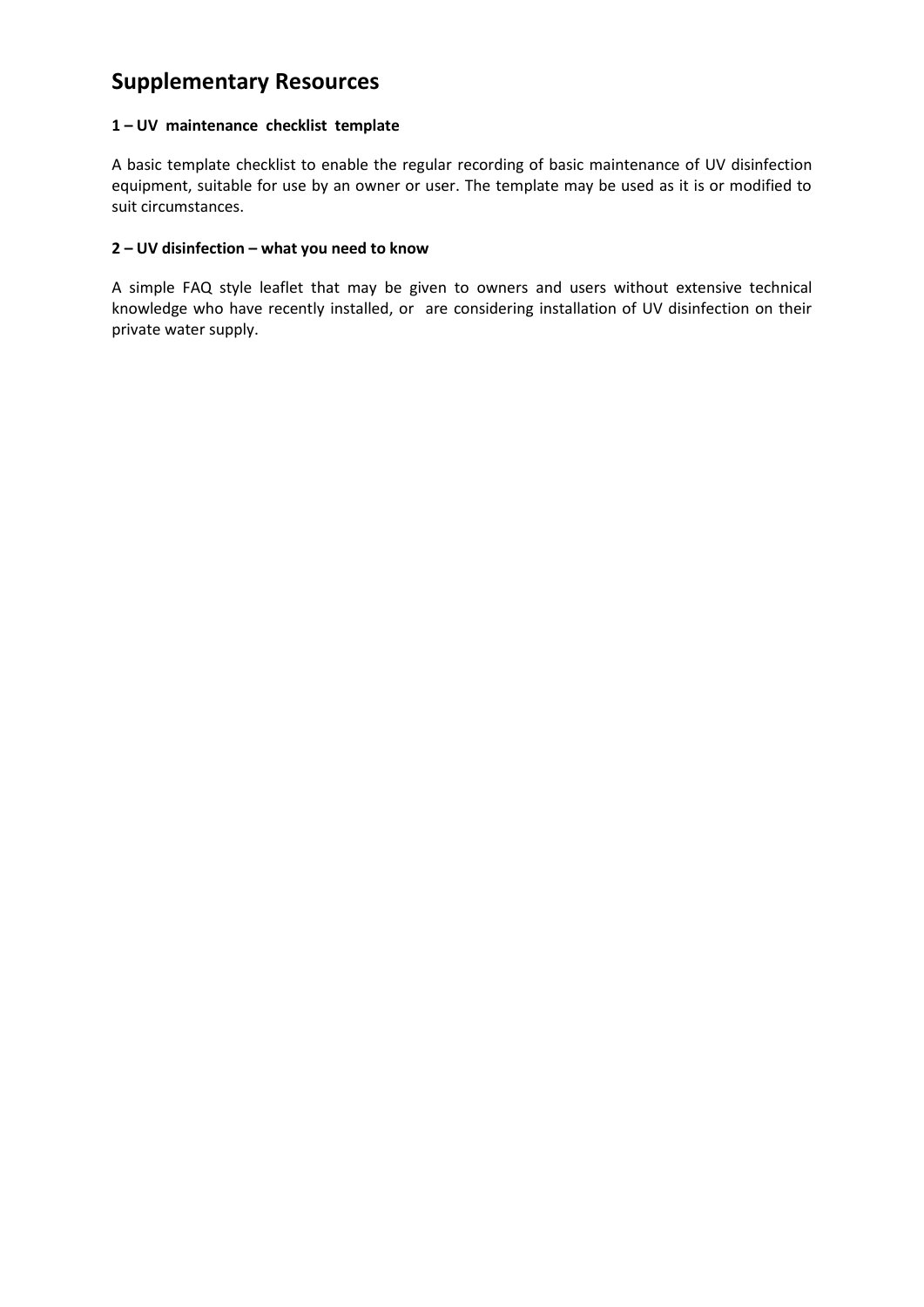# Supplementary Resources

**1 – UV maintenance checklist template**

A basic template checklist to enable the regular recording of basic maintenance of UV disinfection equipment, suitable for use by an owner or user. The template may be used as it is or modified to suit circumstances.

**2 – UV disinfection – what you need to know**

A simple FAQ style leaflet that may be given to owners and users without extensive technical knowledge who have recently installed, or are considering installation of UV disinfection on their private water supply.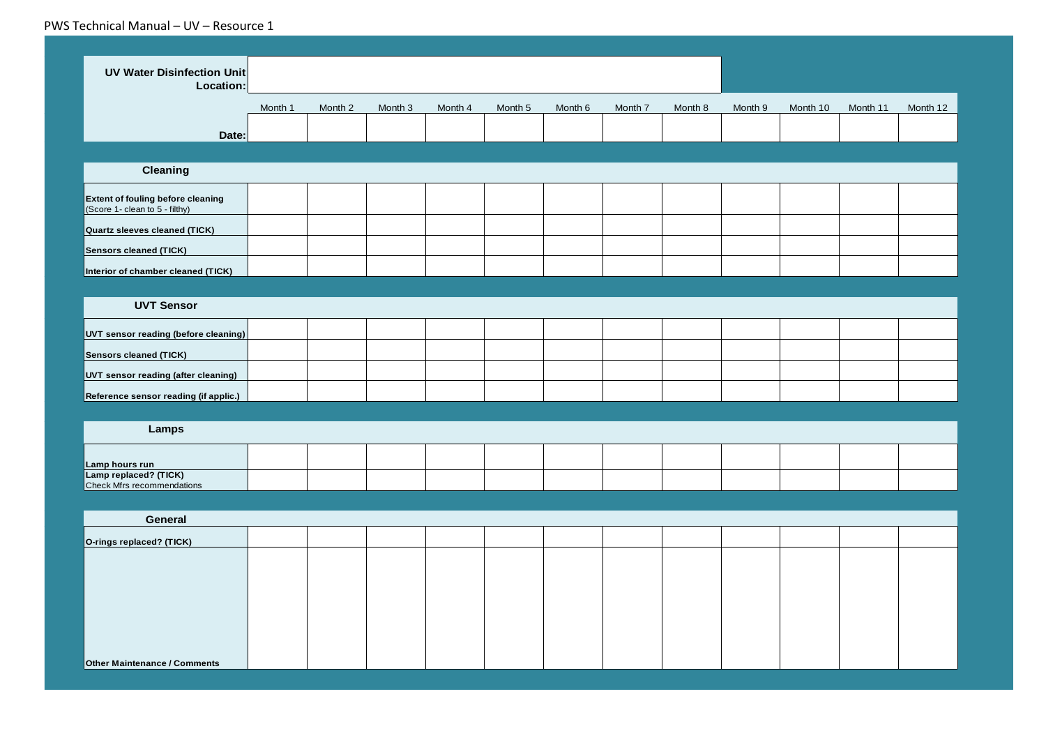**UV Water Disinfection Unit Location:**

| | Month 1 | Month 2 | Month 3 | Month 4 | Month 5 | Month 6 | Month 7 | Month 8 | Month 9 | Month 10 | Month 11 | Month 12 |
|---|---|---|---|---|---|---|---|---|---|---|---|---|
| **Date:** | | | | | | | | | | | | |
| **Cleaning** | | | | | | | | | | | | |
| **Extent of fouling before cleaning** (Score 1- clean to 5 - filthy) | | | | | | | | | | | | |
| **Quartz sleeves cleaned (TICK)** | | | | | | | | | | | | |
| **Sensors cleaned (TICK)** | | | | | | | | | | | | |
| **Interior of chamber cleaned (TICK)** | | | | | | | | | | | | |
| **UVT Sensor** | | | | | | | | | | | | |
| **UVT sensor reading (before cleaning)** | | | | | | | | | | | | |
| **Sensors cleaned (TICK)** | | | | | | | | | | | | |
| **UVT sensor reading (after cleaning)** | | | | | | | | | | | | |
| **Reference sensor reading (if applic.)** | | | | | | | | | | | | |
| **Lamps** | | | | | | | | | | | | |
| **Lamp hours run** | | | | | | | | | | | | |
| **Lamp replaced? (TICK)** Check Mfrs recommendations | | | | | | | | | | | | |
| **General** | | | | | | | | | | | | |
| **O-rings replaced? (TICK)** | | | | | | | | | | | | |
| **Other Maintenance / Comments** | | | | | | | | | | | | |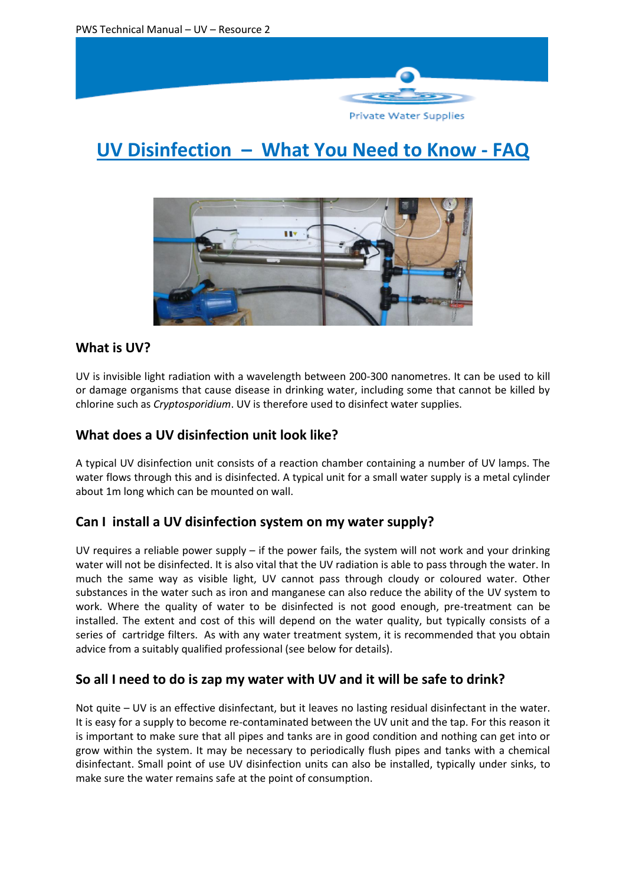# UV Disinfection – What You Need to Know - FAQ

## What is UV?

UV is invisible light radiation with a wavelength between 200-300 nanometres. It can be used to kill or damage organisms that cause disease in drinking water, including some that cannot be killed by chlorine such as *Cryptosporidium*. UV is therefore used to disinfect water supplies.

## What does a UV disinfection unit look like?

A typical UV disinfection unit consists of a reaction chamber containing a number of UV lamps. The water flows through this and is disinfected. A typical unit for a small water supply is a metal cylinder about 1m long which can be mounted on wall.

## Can I install a UV disinfection system on my water supply?

UV requires a reliable power supply – if the power fails, the system will not work and your drinking water will not be disinfected. It is also vital that the UV radiation is able to pass through the water. In much the same way as visible light, UV cannot pass through cloudy or coloured water. Other substances in the water such as iron and manganese can also reduce the ability of the UV system to work. Where the quality of water to be disinfected is not good enough, pre-treatment can be installed. The extent and cost of this will depend on the water quality, but typically consists of a series of cartridge filters. As with any water treatment system, it is recommended that you obtain advice from a suitably qualified professional (see below for details).

## So all I need to do is zap my water with UV and it will be safe to drink?

Not quite – UV is an effective disinfectant, but it leaves no lasting residual disinfectant in the water. It is easy for a supply to become re-contaminated between the UV unit and the tap. For this reason it is important to make sure that all pipes and tanks are in good condition and nothing can get into or grow within the system. It may be necessary to periodically flush pipes and tanks with a chemical disinfectant. Small point of use UV disinfection units can also be installed, typically under sinks, to make sure the water remains safe at the point of consumption.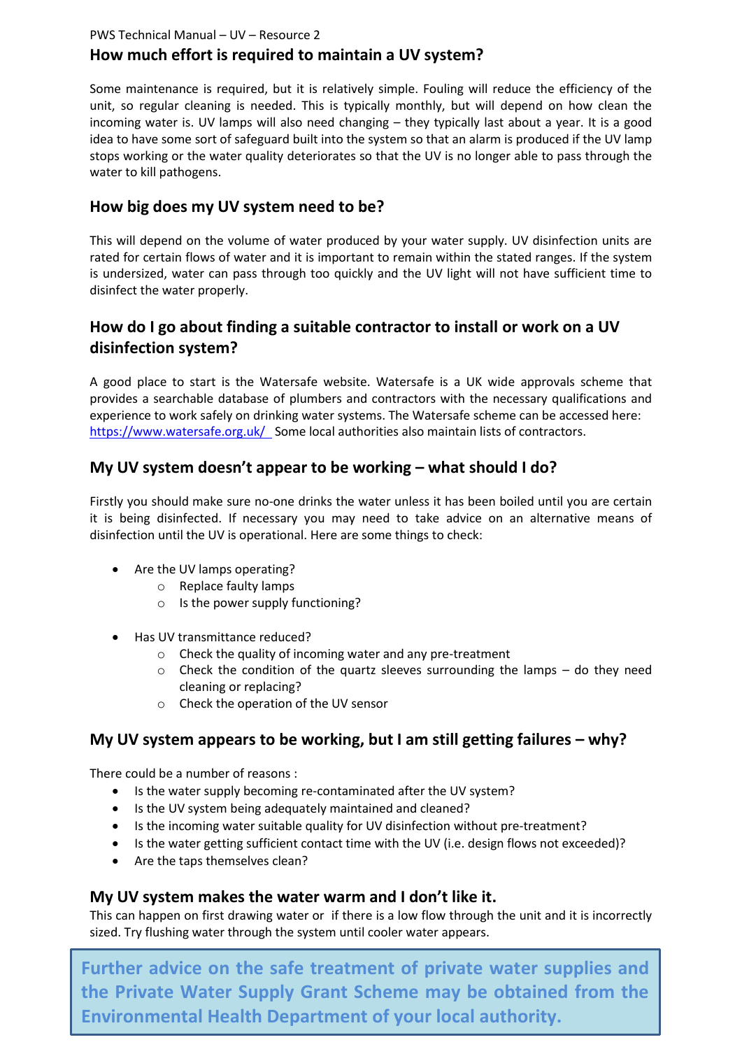## How much effort is required to maintain a UV system?

Some maintenance is required, but it is relatively simple. Fouling will reduce the efficiency of the unit, so regular cleaning is needed. This is typically monthly, but will depend on how clean the incoming water is. UV lamps will also need changing – they typically last about a year. It is a good idea to have some sort of safeguard built into the system so that an alarm is produced if the UV lamp stops working or the water quality deteriorates so that the UV is no longer able to pass through the water to kill pathogens.

## How big does my UV system need to be?

This will depend on the volume of water produced by your water supply. UV disinfection units are rated for certain flows of water and it is important to remain within the stated ranges. If the system is undersized, water can pass through too quickly and the UV light will not have sufficient time to disinfect the water properly.

## How do I go about finding a suitable contractor to install or work on a UV disinfection system?

A good place to start is the Watersafe website. Watersafe is a UK wide approvals scheme that provides a searchable database of plumbers and contractors with the necessary qualifications and experience to work safely on drinking water systems. The Watersafe scheme can be accessed here: https://www.watersafe.org.uk/ Some local authorities also maintain lists of contractors.

## My UV system doesn't appear to be working – what should I do?

Firstly you should make sure no-one drinks the water unless it has been boiled until you are certain it is being disinfected. If necessary you may need to take advice on an alternative means of disinfection until the UV is operational. Here are some things to check:

- Are the UV lamps operating?
  - Replace faulty lamps
  - Is the power supply functioning?

- Has UV transmittance reduced?
  - Check the quality of incoming water and any pre-treatment
  - Check the condition of the quartz sleeves surrounding the lamps – do they need cleaning or replacing?
  - Check the operation of the UV sensor

## My UV system appears to be working, but I am still getting failures – why?

There could be a number of reasons :

- Is the water supply becoming re-contaminated after the UV system?
- Is the UV system being adequately maintained and cleaned?
- Is the incoming water suitable quality for UV disinfection without pre-treatment?
- Is the water getting sufficient contact time with the UV (i.e. design flows not exceeded)?
- Are the taps themselves clean?

## My UV system makes the water warm and I don't like it.

This can happen on first drawing water or if there is a low flow through the unit and it is incorrectly sized. Try flushing water through the system until cooler water appears.

**Further advice on the safe treatment of private water supplies and the Private Water Supply Grant Scheme may be obtained from the Environmental Health Department of your local authority.**